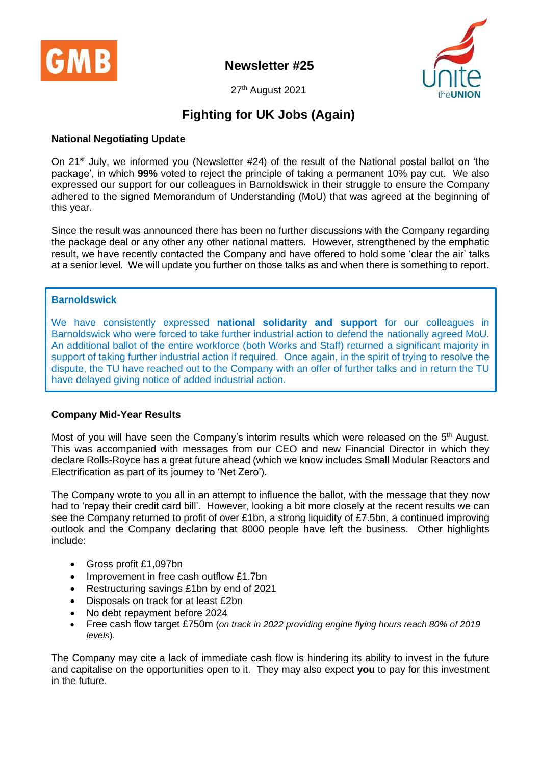GMB

## Newsletter #25

27th August 2021

Unite the UNION

# Fighting for UK Jobs (Again)

**National Negotiating Update**

On 21st July, we informed you (Newsletter #24) of the result of the National postal ballot on 'the package', in which **99%** voted to reject the principle of taking a permanent 10% pay cut. We also expressed our support for our colleagues in Barnoldswick in their struggle to ensure the Company adhered to the signed Memorandum of Understanding (MoU) that was agreed at the beginning of this year.

Since the result was announced there has been no further discussions with the Company regarding the package deal or any other any other national matters. However, strengthened by the emphatic result, we have recently contacted the Company and have offered to hold some 'clear the air' talks at a senior level. We will update you further on those talks as and when there is something to report.

**Barnoldswick**

We have consistently expressed **national solidarity and support** for our colleagues in Barnoldswick who were forced to take further industrial action to defend the nationally agreed MoU. An additional ballot of the entire workforce (both Works and Staff) returned a significant majority in support of taking further industrial action if required. Once again, in the spirit of trying to resolve the dispute, the TU have reached out to the Company with an offer of further talks and in return the TU have delayed giving notice of added industrial action.

**Company Mid-Year Results**

Most of you will have seen the Company's interim results which were released on the 5th August. This was accompanied with messages from our CEO and new Financial Director in which they declare Rolls-Royce has a great future ahead (which we know includes Small Modular Reactors and Electrification as part of its journey to 'Net Zero').

The Company wrote to you all in an attempt to influence the ballot, with the message that they now had to 'repay their credit card bill'. However, looking a bit more closely at the recent results we can see the Company returned to profit of over £1bn, a strong liquidity of £7.5bn, a continued improving outlook and the Company declaring that 8000 people have left the business. Other highlights include:

- Gross profit £1,097bn
- Improvement in free cash outflow £1.7bn
- Restructuring savings £1bn by end of 2021
- Disposals on track for at least £2bn
- No debt repayment before 2024
- Free cash flow target £750m (*on track in 2022 providing engine flying hours reach 80% of 2019 levels*).

The Company may cite a lack of immediate cash flow is hindering its ability to invest in the future and capitalise on the opportunities open to it. They may also expect **you** to pay for this investment in the future.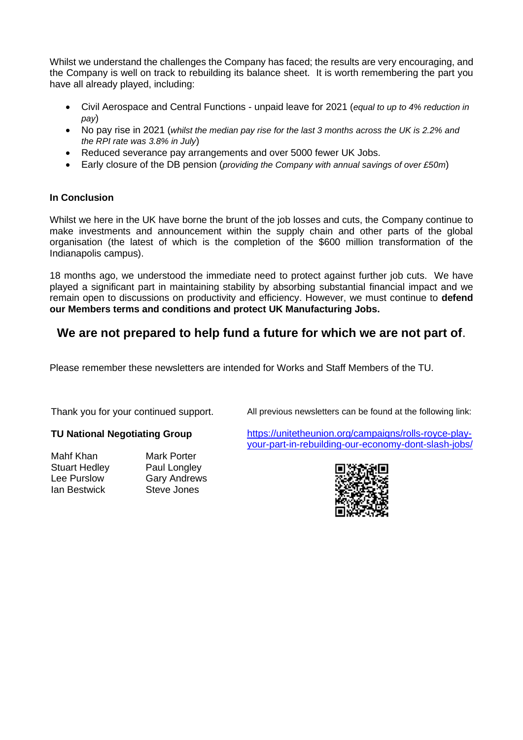Whilst we understand the challenges the Company has faced; the results are very encouraging, and the Company is well on track to rebuilding its balance sheet. It is worth remembering the part you have all already played, including:

- Civil Aerospace and Central Functions - unpaid leave for 2021 (*equal to up to 4% reduction in pay*)
- No pay rise in 2021 (*whilst the median pay rise for the last 3 months across the UK is 2.2% and the RPI rate was 3.8% in July*)
- Reduced severance pay arrangements and over 5000 fewer UK Jobs.
- Early closure of the DB pension (*providing the Company with annual savings of over £50m*)

**In Conclusion**

Whilst we here in the UK have borne the brunt of the job losses and cuts, the Company continue to make investments and announcement within the supply chain and other parts of the global organisation (the latest of which is the completion of the $600 million transformation of the Indianapolis campus).

18 months ago, we understood the immediate need to protect against further job cuts. We have played a significant part in maintaining stability by absorbing substantial financial impact and we remain open to discussions on productivity and efficiency. However, we must continue to **defend our Members terms and conditions and protect UK Manufacturing Jobs.**

## We are not prepared to help fund a future for which we are not part of.

Please remember these newsletters are intended for Works and Staff Members of the TU.

Thank you for your continued support.

**TU National Negotiating Group**

| | |
|---|---|
| Mahf Khan | Mark Porter |
| Stuart Hedley | Paul Longley |
| Lee Purslow | Gary Andrews |
| Ian Bestwick | Steve Jones |

All previous newsletters can be found at the following link:

https://unitetheunion.org/campaigns/rolls-royce-play-your-part-in-rebuilding-our-economy-dont-slash-jobs/